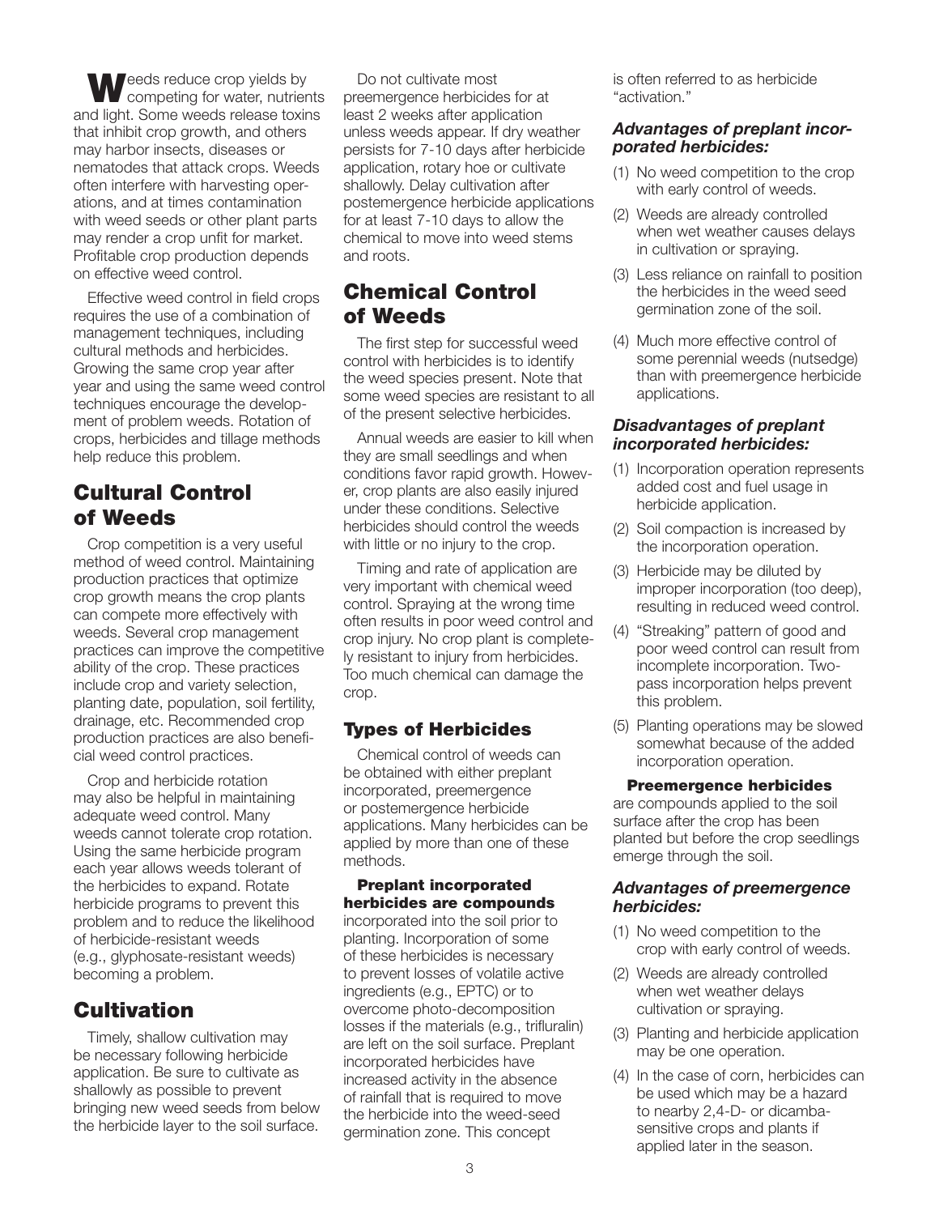Weeds reduce crop yields by competing for water, nutrients and light. Some weeds release toxins that inhibit crop growth, and others may harbor insects, diseases or nematodes that attack crops. Weeds often interfere with harvesting operations, and at times contamination with weed seeds or other plant parts may render a crop unfit for market. Profitable crop production depends on effective weed control.

Effective weed control in field crops requires the use of a combination of management techniques, including cultural methods and herbicides. Growing the same crop year after year and using the same weed control techniques encourage the development of problem weeds. Rotation of crops, herbicides and tillage methods help reduce this problem.

## Cultural Control of Weeds

Crop competition is a very useful method of weed control. Maintaining production practices that optimize crop growth means the crop plants can compete more effectively with weeds. Several crop management practices can improve the competitive ability of the crop. These practices include crop and variety selection, planting date, population, soil fertility, drainage, etc. Recommended crop production practices are also beneficial weed control practices.

Crop and herbicide rotation may also be helpful in maintaining adequate weed control. Many weeds cannot tolerate crop rotation. Using the same herbicide program each year allows weeds tolerant of the herbicides to expand. Rotate herbicide programs to prevent this problem and to reduce the likelihood of herbicide-resistant weeds (e.g., glyphosate-resistant weeds) becoming a problem.

## Cultivation

Timely, shallow cultivation may be necessary following herbicide application. Be sure to cultivate as shallowly as possible to prevent bringing new weed seeds from below the herbicide layer to the soil surface.

Do not cultivate most preemergence herbicides for at least 2 weeks after application unless weeds appear. If dry weather persists for 7-10 days after herbicide application, rotary hoe or cultivate shallowly. Delay cultivation after postemergence herbicide applications for at least 7-10 days to allow the chemical to move into weed stems and roots.

## Chemical Control of Weeds

The first step for successful weed control with herbicides is to identify the weed species present. Note that some weed species are resistant to all of the present selective herbicides.

Annual weeds are easier to kill when they are small seedlings and when conditions favor rapid growth. However, crop plants are also easily injured under these conditions. Selective herbicides should control the weeds with little or no injury to the crop.

Timing and rate of application are very important with chemical weed control. Spraying at the wrong time often results in poor weed control and crop injury. No crop plant is completely resistant to injury from herbicides. Too much chemical can damage the crop.

### Types of Herbicides

Chemical control of weeds can be obtained with either preplant incorporated, preemergence or postemergence herbicide applications. Many herbicides can be applied by more than one of these methods.

**Preplant incorporated herbicides are compounds** incorporated into the soil prior to planting. Incorporation of some of these herbicides is necessary to prevent losses of volatile active ingredients (e.g., EPTC) or to overcome photo-decomposition losses if the materials (e.g., trifluralin) are left on the soil surface. Preplant incorporated herbicides have increased activity in the absence of rainfall that is required to move the herbicide into the weed-seed germination zone. This concept is often referred to as herbicide "activation."

#### *Advantages of preplant incorporated herbicides:*

(1) No weed competition to the crop with early control of weeds.

(2) Weeds are already controlled when wet weather causes delays in cultivation or spraying.

(3) Less reliance on rainfall to position the herbicides in the weed seed germination zone of the soil.

(4) Much more effective control of some perennial weeds (nutsedge) than with preemergence herbicide applications.

#### *Disadvantages of preplant incorporated herbicides:*

(1) Incorporation operation represents added cost and fuel usage in herbicide application.

(2) Soil compaction is increased by the incorporation operation.

(3) Herbicide may be diluted by improper incorporation (too deep), resulting in reduced weed control.

(4) "Streaking" pattern of good and poor weed control can result from incomplete incorporation. Two-pass incorporation helps prevent this problem.

(5) Planting operations may be slowed somewhat because of the added incorporation operation.

**Preemergence herbicides** are compounds applied to the soil surface after the crop has been planted but before the crop seedlings emerge through the soil.

#### *Advantages of preemergence herbicides:*

(1) No weed competition to the crop with early control of weeds.

(2) Weeds are already controlled when wet weather delays cultivation or spraying.

(3) Planting and herbicide application may be one operation.

(4) In the case of corn, herbicides can be used which may be a hazard to nearby 2,4-D- or dicamba-sensitive crops and plants if applied later in the season.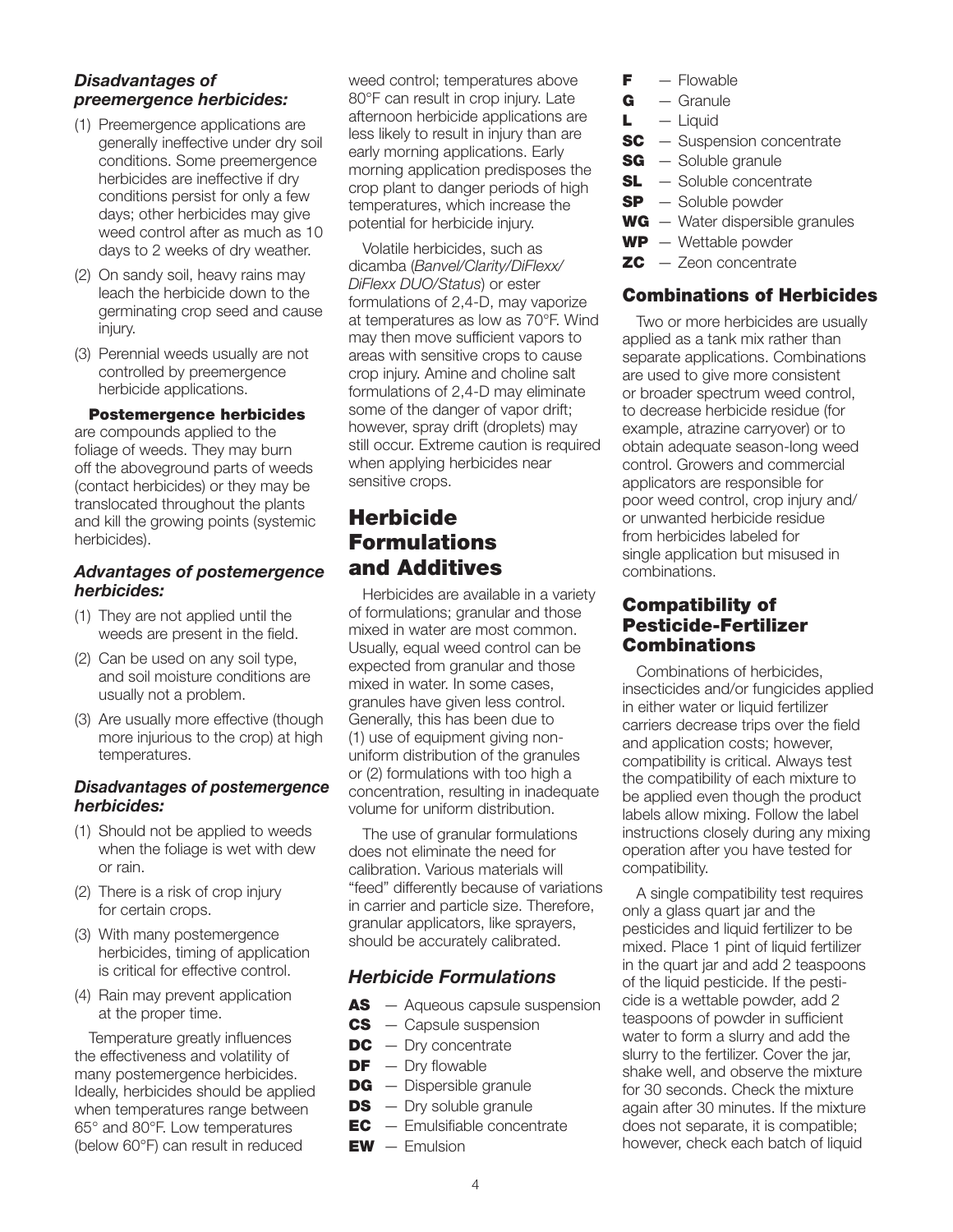### *Disadvantages of preemergence herbicides:*

(1) Preemergence applications are generally ineffective under dry soil conditions. Some preemergence herbicides are ineffective if dry conditions persist for only a few days; other herbicides may give weed control after as much as 10 days to 2 weeks of dry weather.

(2) On sandy soil, heavy rains may leach the herbicide down to the germinating crop seed and cause injury.

(3) Perennial weeds usually are not controlled by preemergence herbicide applications.

**Postemergence herbicides** are compounds applied to the foliage of weeds. They may burn off the aboveground parts of weeds (contact herbicides) or they may be translocated throughout the plants and kill the growing points (systemic herbicides).

### *Advantages of postemergence herbicides:*

(1) They are not applied until the weeds are present in the field.

(2) Can be used on any soil type, and soil moisture conditions are usually not a problem.

(3) Are usually more effective (though more injurious to the crop) at high temperatures.

### *Disadvantages of postemergence herbicides:*

(1) Should not be applied to weeds when the foliage is wet with dew or rain.

(2) There is a risk of crop injury for certain crops.

(3) With many postemergence herbicides, timing of application is critical for effective control.

(4) Rain may prevent application at the proper time.

Temperature greatly influences the effectiveness and volatility of many postemergence herbicides. Ideally, herbicides should be applied when temperatures range between 65° and 80°F. Low temperatures (below 60°F) can result in reduced weed control; temperatures above 80°F can result in crop injury. Late afternoon herbicide applications are less likely to result in injury than are early morning applications. Early morning application predisposes the crop plant to danger periods of high temperatures, which increase the potential for herbicide injury.

Volatile herbicides, such as dicamba (*Banvel/Clarity/DiFlexx/DiFlexx DUO/Status*) or ester formulations of 2,4-D, may vaporize at temperatures as low as 70°F. Wind may then move sufficient vapors to areas with sensitive crops to cause crop injury. Amine and choline salt formulations of 2,4-D may eliminate some of the danger of vapor drift; however, spray drift (droplets) may still occur. Extreme caution is required when applying herbicides near sensitive crops.

# Herbicide Formulations and Additives

Herbicides are available in a variety of formulations; granular and those mixed in water are most common. Usually, equal weed control can be expected from granular and those mixed in water. In some cases, granules have given less control. Generally, this has been due to (1) use of equipment giving non-uniform distribution of the granules or (2) formulations with too high a concentration, resulting in inadequate volume for uniform distribution.

The use of granular formulations does not eliminate the need for calibration. Various materials will "feed" differently because of variations in carrier and particle size. Therefore, granular applicators, like sprayers, should be accurately calibrated.

### *Herbicide Formulations*

- **AS** — Aqueous capsule suspension
- **CS** — Capsule suspension
- **DC** — Dry concentrate
- **DF** — Dry flowable
- **DG** — Dispersible granule
- **DS** — Dry soluble granule
- **EC** — Emulsifiable concentrate
- **EW** — Emulsion
- **F** — Flowable
- **G** — Granule
- **L** — Liquid
- **SC** — Suspension concentrate
- **SG** — Soluble granule
- **SL** — Soluble concentrate
- **SP** — Soluble powder
- **WG** — Water dispersible granules
- **WP** — Wettable powder
- **ZC** — Zeon concentrate

## Combinations of Herbicides

Two or more herbicides are usually applied as a tank mix rather than separate applications. Combinations are used to give more consistent or broader spectrum weed control, to decrease herbicide residue (for example, atrazine carryover) or to obtain adequate season-long weed control. Growers and commercial applicators are responsible for poor weed control, crop injury and/or unwanted herbicide residue from herbicides labeled for single application but misused in combinations.

## Compatibility of Pesticide-Fertilizer Combinations

Combinations of herbicides, insecticides and/or fungicides applied in either water or liquid fertilizer carriers decrease trips over the field and application costs; however, compatibility is critical. Always test the compatibility of each mixture to be applied even though the product labels allow mixing. Follow the label instructions closely during any mixing operation after you have tested for compatibility.

A single compatibility test requires only a glass quart jar and the pesticides and liquid fertilizer to be mixed. Place 1 pint of liquid fertilizer in the quart jar and add 2 teaspoons of the liquid pesticide. If the pesticide is a wettable powder, add 2 teaspoons of powder in sufficient water to form a slurry and add the slurry to the fertilizer. Cover the jar, shake well, and observe the mixture for 30 seconds. Check the mixture again after 30 minutes. If the mixture does not separate, it is compatible; however, check each batch of liquid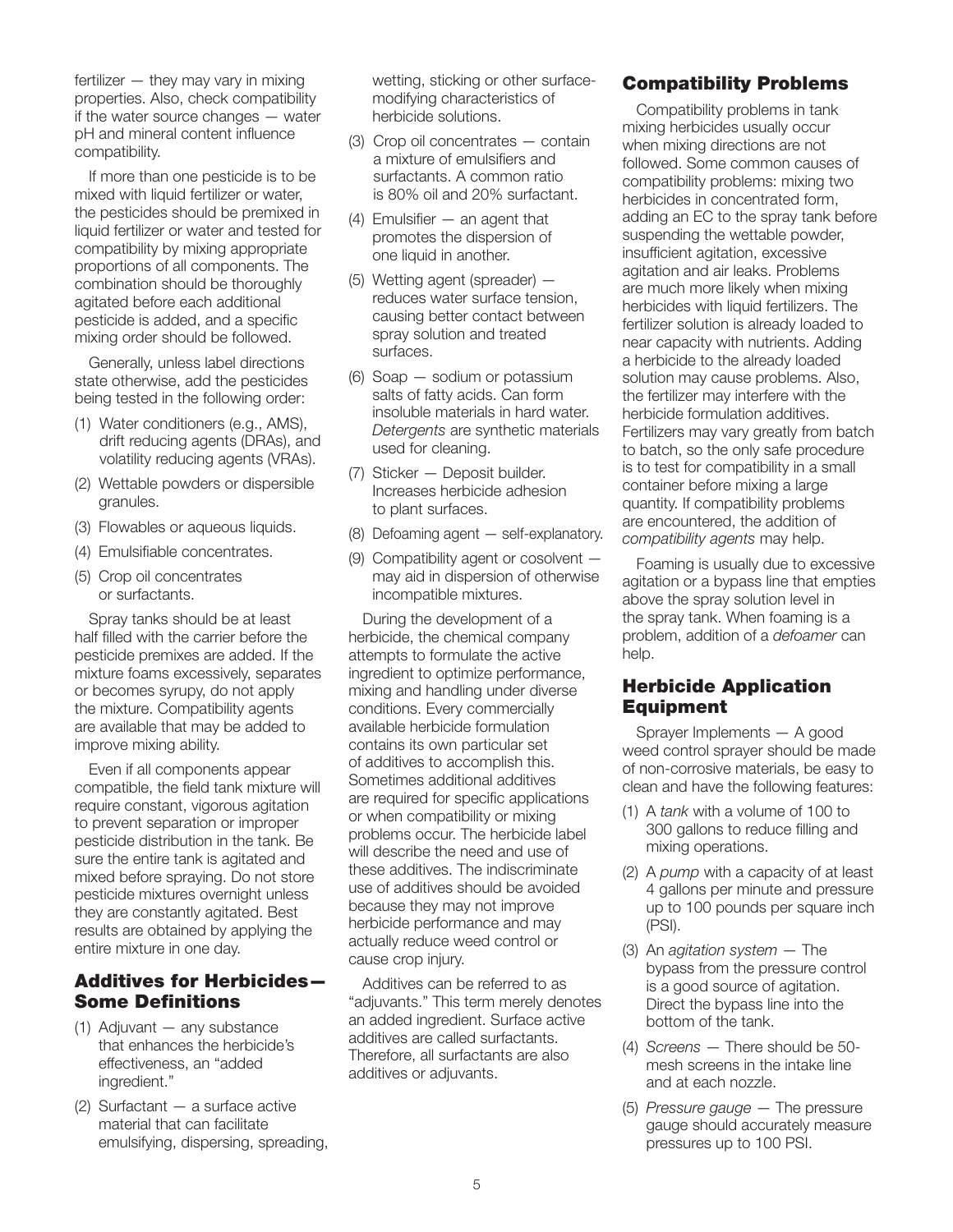fertilizer — they may vary in mixing properties. Also, check compatibility if the water source changes — water pH and mineral content influence compatibility.

If more than one pesticide is to be mixed with liquid fertilizer or water, the pesticides should be premixed in liquid fertilizer or water and tested for compatibility by mixing appropriate proportions of all components. The combination should be thoroughly agitated before each additional pesticide is added, and a specific mixing order should be followed.

Generally, unless label directions state otherwise, add the pesticides being tested in the following order:

(1) Water conditioners (e.g., AMS), drift reducing agents (DRAs), and volatility reducing agents (VRAs).

(2) Wettable powders or dispersible granules.

(3) Flowables or aqueous liquids.

(4) Emulsifiable concentrates.

(5) Crop oil concentrates or surfactants.

Spray tanks should be at least half filled with the carrier before the pesticide premixes are added. If the mixture foams excessively, separates or becomes syrupy, do not apply the mixture. Compatibility agents are available that may be added to improve mixing ability.

Even if all components appear compatible, the field tank mixture will require constant, vigorous agitation to prevent separation or improper pesticide distribution in the tank. Be sure the entire tank is agitated and mixed before spraying. Do not store pesticide mixtures overnight unless they are constantly agitated. Best results are obtained by applying the entire mixture in one day.

## Additives for Herbicides—Some Definitions

(1) Adjuvant — any substance that enhances the herbicide's effectiveness, an "added ingredient."

(2) Surfactant — a surface active material that can facilitate emulsifying, dispersing, spreading, wetting, sticking or other surface-modifying characteristics of herbicide solutions.

(3) Crop oil concentrates — contain a mixture of emulsifiers and surfactants. A common ratio is 80% oil and 20% surfactant.

(4) Emulsifier — an agent that promotes the dispersion of one liquid in another.

(5) Wetting agent (spreader) — reduces water surface tension, causing better contact between spray solution and treated surfaces.

(6) Soap — sodium or potassium salts of fatty acids. Can form insoluble materials in hard water. *Detergents* are synthetic materials used for cleaning.

(7) Sticker — Deposit builder. Increases herbicide adhesion to plant surfaces.

(8) Defoaming agent — self-explanatory.

(9) Compatibility agent or cosolvent — may aid in dispersion of otherwise incompatible mixtures.

During the development of a herbicide, the chemical company attempts to formulate the active ingredient to optimize performance, mixing and handling under diverse conditions. Every commercially available herbicide formulation contains its own particular set of additives to accomplish this. Sometimes additional additives are required for specific applications or when compatibility or mixing problems occur. The herbicide label will describe the need and use of these additives. The indiscriminate use of additives should be avoided because they may not improve herbicide performance and may actually reduce weed control or cause crop injury.

Additives can be referred to as "adjuvants." This term merely denotes an added ingredient. Surface active additives are called surfactants. Therefore, all surfactants are also additives or adjuvants.

## Compatibility Problems

Compatibility problems in tank mixing herbicides usually occur when mixing directions are not followed. Some common causes of compatibility problems: mixing two herbicides in concentrated form, adding an EC to the spray tank before suspending the wettable powder, insufficient agitation, excessive agitation and air leaks. Problems are much more likely when mixing herbicides with liquid fertilizers. The fertilizer solution is already loaded to near capacity with nutrients. Adding a herbicide to the already loaded solution may cause problems. Also, the fertilizer may interfere with the herbicide formulation additives. Fertilizers may vary greatly from batch to batch, so the only safe procedure is to test for compatibility in a small container before mixing a large quantity. If compatibility problems are encountered, the addition of *compatibility agents* may help.

Foaming is usually due to excessive agitation or a bypass line that empties above the spray solution level in the spray tank. When foaming is a problem, addition of a *defoamer* can help.

## Herbicide Application Equipment

Sprayer Implements — A good weed control sprayer should be made of non-corrosive materials, be easy to clean and have the following features:

(1) A *tank* with a volume of 100 to 300 gallons to reduce filling and mixing operations.

(2) A *pump* with a capacity of at least 4 gallons per minute and pressure up to 100 pounds per square inch (PSI).

(3) An *agitation system* — The bypass from the pressure control is a good source of agitation. Direct the bypass line into the bottom of the tank.

(4) *Screens* — There should be 50-mesh screens in the intake line and at each nozzle.

(5) *Pressure gauge* — The pressure gauge should accurately measure pressures up to 100 PSI.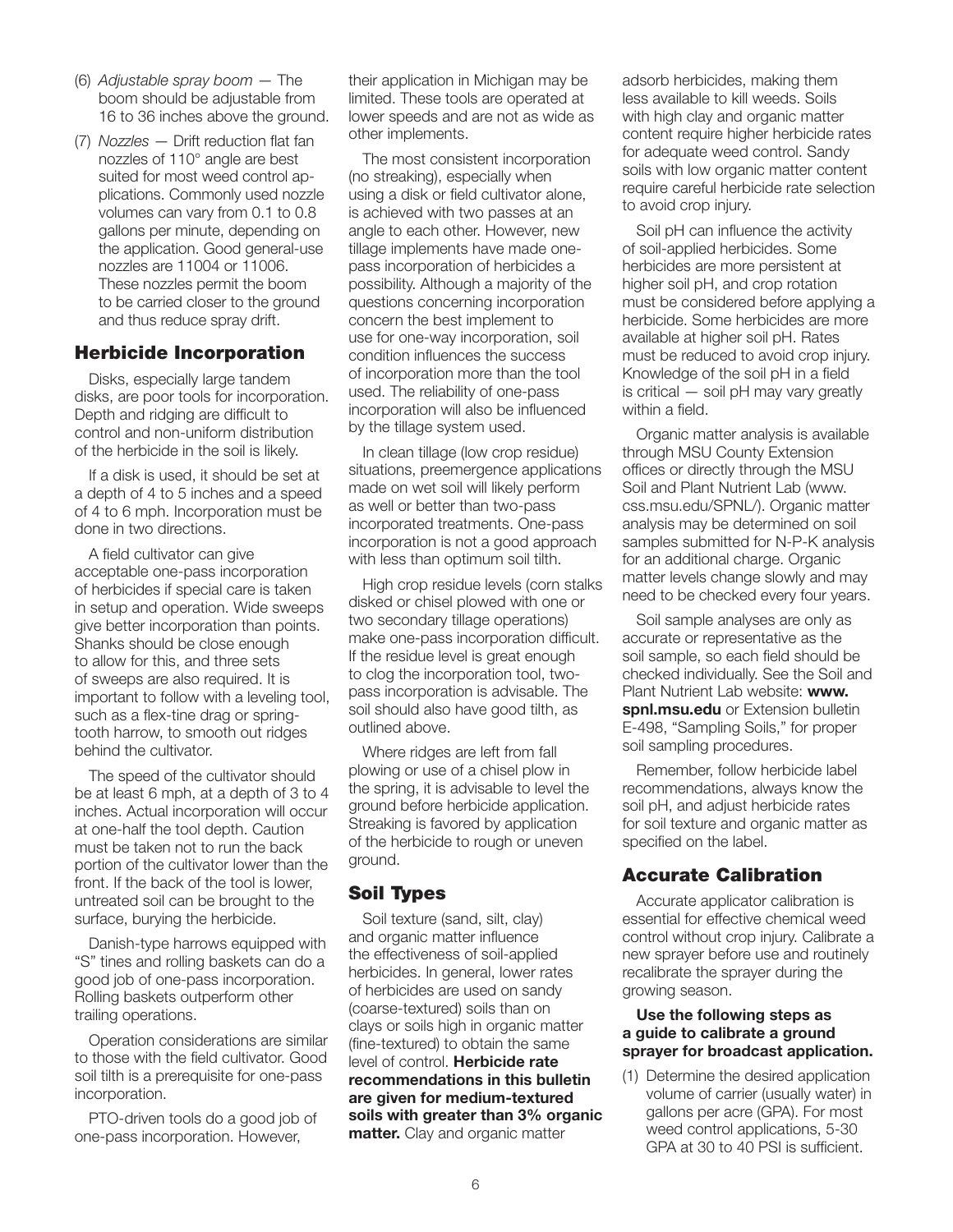(6) *Adjustable spray boom* — The boom should be adjustable from 16 to 36 inches above the ground.

(7) *Nozzles* — Drift reduction flat fan nozzles of 110° angle are best suited for most weed control applications. Commonly used nozzle volumes can vary from 0.1 to 0.8 gallons per minute, depending on the application. Good general-use nozzles are 11004 or 11006. These nozzles permit the boom to be carried closer to the ground and thus reduce spray drift.

## Herbicide Incorporation

Disks, especially large tandem disks, are poor tools for incorporation. Depth and ridging are difficult to control and non-uniform distribution of the herbicide in the soil is likely.

If a disk is used, it should be set at a depth of 4 to 5 inches and a speed of 4 to 6 mph. Incorporation must be done in two directions.

A field cultivator can give acceptable one-pass incorporation of herbicides if special care is taken in setup and operation. Wide sweeps give better incorporation than points. Shanks should be close enough to allow for this, and three sets of sweeps are also required. It is important to follow with a leveling tool, such as a flex-tine drag or spring-tooth harrow, to smooth out ridges behind the cultivator.

The speed of the cultivator should be at least 6 mph, at a depth of 3 to 4 inches. Actual incorporation will occur at one-half the tool depth. Caution must be taken not to run the back portion of the cultivator lower than the front. If the back of the tool is lower, untreated soil can be brought to the surface, burying the herbicide.

Danish-type harrows equipped with "S" tines and rolling baskets can do a good job of one-pass incorporation. Rolling baskets outperform other trailing operations.

Operation considerations are similar to those with the field cultivator. Good soil tilth is a prerequisite for one-pass incorporation.

PTO-driven tools do a good job of one-pass incorporation. However, their application in Michigan may be limited. These tools are operated at lower speeds and are not as wide as other implements.

The most consistent incorporation (no streaking), especially when using a disk or field cultivator alone, is achieved with two passes at an angle to each other. However, new tillage implements have made one-pass incorporation of herbicides a possibility. Although a majority of the questions concerning incorporation concern the best implement to use for one-way incorporation, soil condition influences the success of incorporation more than the tool used. The reliability of one-pass incorporation will also be influenced by the tillage system used.

In clean tillage (low crop residue) situations, preemergence applications made on wet soil will likely perform as well or better than two-pass incorporated treatments. One-pass incorporation is not a good approach with less than optimum soil tilth.

High crop residue levels (corn stalks disked or chisel plowed with one or two secondary tillage operations) make one-pass incorporation difficult. If the residue level is great enough to clog the incorporation tool, two-pass incorporation is advisable. The soil should also have good tilth, as outlined above.

Where ridges are left from fall plowing or use of a chisel plow in the spring, it is advisable to level the ground before herbicide application. Streaking is favored by application of the herbicide to rough or uneven ground.

## Soil Types

Soil texture (sand, silt, clay) and organic matter influence the effectiveness of soil-applied herbicides. In general, lower rates of herbicides are used on sandy (coarse-textured) soils than on clays or soils high in organic matter (fine-textured) to obtain the same level of control. **Herbicide rate recommendations in this bulletin are given for medium-textured soils with greater than 3% organic matter.** Clay and organic matter adsorb herbicides, making them less available to kill weeds. Soils with high clay and organic matter content require higher herbicide rates for adequate weed control. Sandy soils with low organic matter content require careful herbicide rate selection to avoid crop injury.

Soil pH can influence the activity of soil-applied herbicides. Some herbicides are more persistent at higher soil pH, and crop rotation must be considered before applying a herbicide. Some herbicides are more available at higher soil pH. Rates must be reduced to avoid crop injury. Knowledge of the soil pH in a field is critical — soil pH may vary greatly within a field.

Organic matter analysis is available through MSU County Extension offices or directly through the MSU Soil and Plant Nutrient Lab (www.css.msu.edu/SPNL/). Organic matter analysis may be determined on soil samples submitted for N-P-K analysis for an additional charge. Organic matter levels change slowly and may need to be checked every four years.

Soil sample analyses are only as accurate or representative as the soil sample, so each field should be checked individually. See the Soil and Plant Nutrient Lab website: **www.spnl.msu.edu** or Extension bulletin E-498, "Sampling Soils," for proper soil sampling procedures.

Remember, follow herbicide label recommendations, always know the soil pH, and adjust herbicide rates for soil texture and organic matter as specified on the label.

## Accurate Calibration

Accurate applicator calibration is essential for effective chemical weed control without crop injury. Calibrate a new sprayer before use and routinely recalibrate the sprayer during the growing season.

**Use the following steps as a guide to calibrate a ground sprayer for broadcast application.**

(1) Determine the desired application volume of carrier (usually water) in gallons per acre (GPA). For most weed control applications, 5-30 GPA at 30 to 40 PSI is sufficient.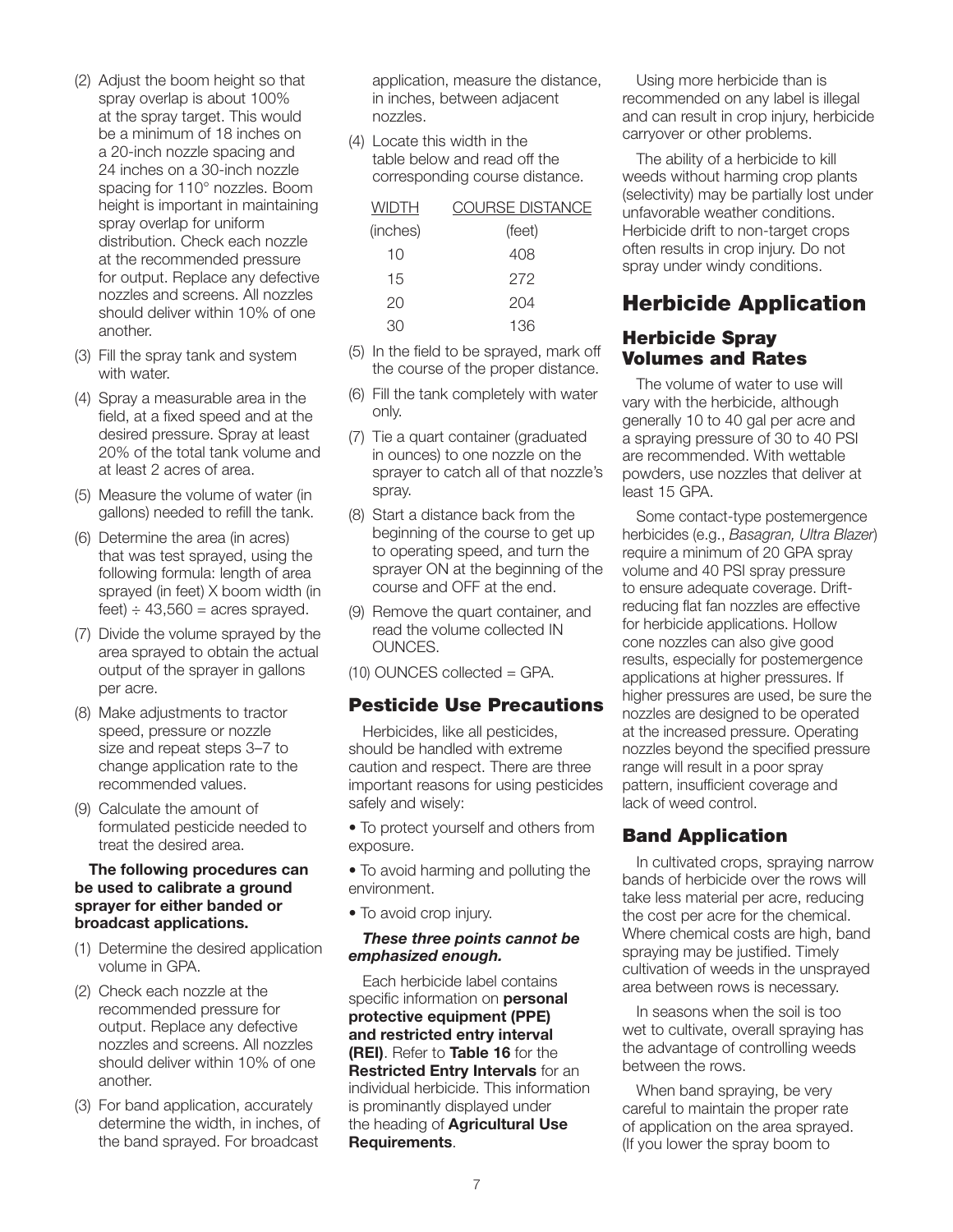(2) Adjust the boom height so that spray overlap is about 100% at the spray target. This would be a minimum of 18 inches on a 20-inch nozzle spacing and 24 inches on a 30-inch nozzle spacing for 110° nozzles. Boom height is important in maintaining spray overlap for uniform distribution. Check each nozzle at the recommended pressure for output. Replace any defective nozzles and screens. All nozzles should deliver within 10% of one another.

(3) Fill the spray tank and system with water.

(4) Spray a measurable area in the field, at a fixed speed and at the desired pressure. Spray at least 20% of the total tank volume and at least 2 acres of area.

(5) Measure the volume of water (in gallons) needed to refill the tank.

(6) Determine the area (in acres) that was test sprayed, using the following formula: length of area sprayed (in feet) X boom width (in feet) ÷ 43,560 = acres sprayed.

(7) Divide the volume sprayed by the area sprayed to obtain the actual output of the sprayer in gallons per acre.

(8) Make adjustments to tractor speed, pressure or nozzle size and repeat steps 3–7 to change application rate to the recommended values.

(9) Calculate the amount of formulated pesticide needed to treat the desired area.

**The following procedures can be used to calibrate a ground sprayer for either banded or broadcast applications.**

(1) Determine the desired application volume in GPA.

(2) Check each nozzle at the recommended pressure for output. Replace any defective nozzles and screens. All nozzles should deliver within 10% of one another.

(3) For band application, accurately determine the width, in inches, of the band sprayed. For broadcast application, measure the distance, in inches, between adjacent nozzles.

(4) Locate this width in the table below and read off the corresponding course distance.

| WIDTH (inches) | COURSE DISTANCE (feet) |
|---|---|
| 10 | 408 |
| 15 | 272 |
| 20 | 204 |
| 30 | 136 |

(5) In the field to be sprayed, mark off the course of the proper distance.

(6) Fill the tank completely with water only.

(7) Tie a quart container (graduated in ounces) to one nozzle on the sprayer to catch all of that nozzle's spray.

(8) Start a distance back from the beginning of the course to get up to operating speed, and turn the sprayer ON at the beginning of the course and OFF at the end.

(9) Remove the quart container, and read the volume collected IN OUNCES.

(10) OUNCES collected = GPA.

### Pesticide Use Precautions

Herbicides, like all pesticides, should be handled with extreme caution and respect. There are three important reasons for using pesticides safely and wisely:

- To protect yourself and others from exposure.
- To avoid harming and polluting the environment.
- To avoid crop injury.

***These three points cannot be emphasized enough.***

Each herbicide label contains specific information on **personal protective equipment (PPE) and restricted entry interval (REI)**. Refer to **Table 16** for the **Restricted Entry Intervals** for an individual herbicide. This information is prominantly displayed under the heading of **Agricultural Use Requirements**.

Using more herbicide than is recommended on any label is illegal and can result in crop injury, herbicide carryover or other problems.

The ability of a herbicide to kill weeds without harming crop plants (selectivity) may be partially lost under unfavorable weather conditions. Herbicide drift to non-target crops often results in crop injury. Do not spray under windy conditions.

## Herbicide Application

### Herbicide Spray Volumes and Rates

The volume of water to use will vary with the herbicide, although generally 10 to 40 gal per acre and a spraying pressure of 30 to 40 PSI are recommended. With wettable powders, use nozzles that deliver at least 15 GPA.

Some contact-type postemergence herbicides (e.g., *Basagran, Ultra Blazer*) require a minimum of 20 GPA spray volume and 40 PSI spray pressure to ensure adequate coverage. Drift-reducing flat fan nozzles are effective for herbicide applications. Hollow cone nozzles can also give good results, especially for postemergence applications at higher pressures. If higher pressures are used, be sure the nozzles are designed to be operated at the increased pressure. Operating nozzles beyond the specified pressure range will result in a poor spray pattern, insufficient coverage and lack of weed control.

### Band Application

In cultivated crops, spraying narrow bands of herbicide over the rows will take less material per acre, reducing the cost per acre for the chemical. Where chemical costs are high, band spraying may be justified. Timely cultivation of weeds in the unsprayed area between rows is necessary.

In seasons when the soil is too wet to cultivate, overall spraying has the advantage of controlling weeds between the rows.

When band spraying, be very careful to maintain the proper rate of application on the area sprayed. (If you lower the spray boom to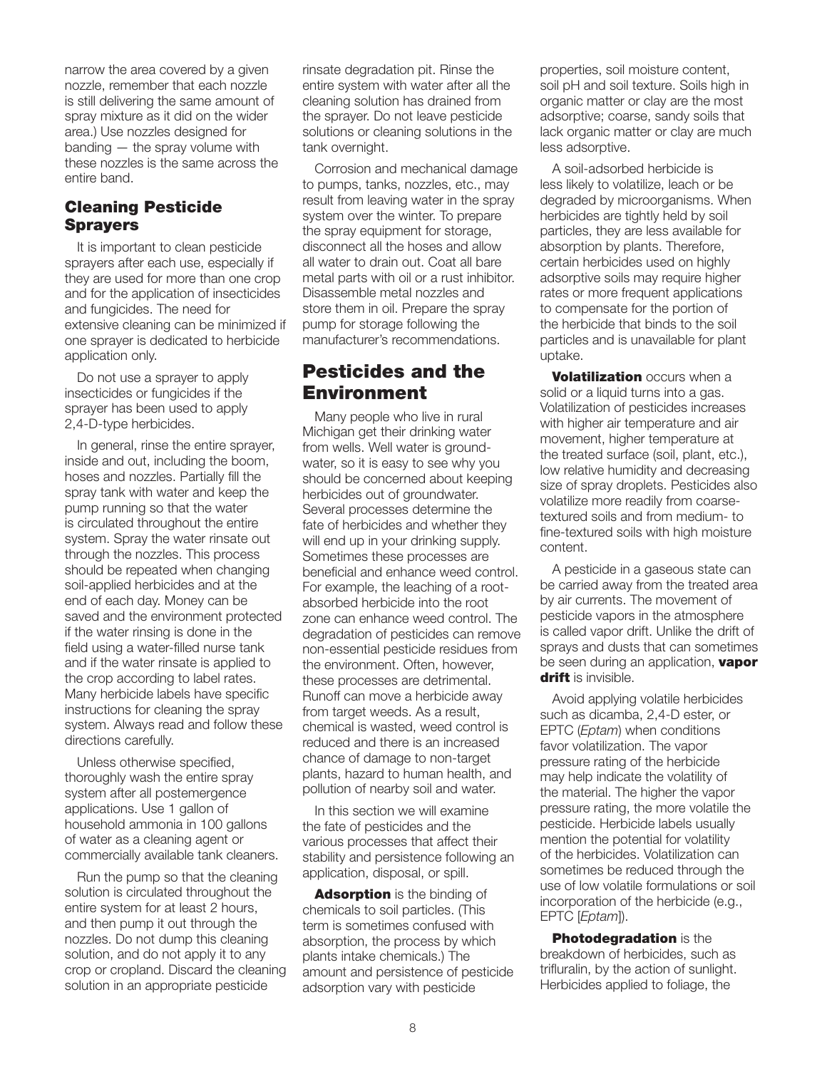narrow the area covered by a given nozzle, remember that each nozzle is still delivering the same amount of spray mixture as it did on the wider area.) Use nozzles designed for banding — the spray volume with these nozzles is the same across the entire band.

## Cleaning Pesticide Sprayers

It is important to clean pesticide sprayers after each use, especially if they are used for more than one crop and for the application of insecticides and fungicides. The need for extensive cleaning can be minimized if one sprayer is dedicated to herbicide application only.

Do not use a sprayer to apply insecticides or fungicides if the sprayer has been used to apply 2,4-D-type herbicides.

In general, rinse the entire sprayer, inside and out, including the boom, hoses and nozzles. Partially fill the spray tank with water and keep the pump running so that the water is circulated throughout the entire system. Spray the water rinsate out through the nozzles. This process should be repeated when changing soil-applied herbicides and at the end of each day. Money can be saved and the environment protected if the water rinsing is done in the field using a water-filled nurse tank and if the water rinsate is applied to the crop according to label rates. Many herbicide labels have specific instructions for cleaning the spray system. Always read and follow these directions carefully.

Unless otherwise specified, thoroughly wash the entire spray system after all postemergence applications. Use 1 gallon of household ammonia in 100 gallons of water as a cleaning agent or commercially available tank cleaners.

Run the pump so that the cleaning solution is circulated throughout the entire system for at least 2 hours, and then pump it out through the nozzles. Do not dump this cleaning solution, and do not apply it to any crop or cropland. Discard the cleaning solution in an appropriate pesticide rinsate degradation pit. Rinse the entire system with water after all the cleaning solution has drained from the sprayer. Do not leave pesticide solutions or cleaning solutions in the tank overnight.

Corrosion and mechanical damage to pumps, tanks, nozzles, etc., may result from leaving water in the spray system over the winter. To prepare the spray equipment for storage, disconnect all the hoses and allow all water to drain out. Coat all bare metal parts with oil or a rust inhibitor. Disassemble metal nozzles and store them in oil. Prepare the spray pump for storage following the manufacturer's recommendations.

# Pesticides and the Environment

Many people who live in rural Michigan get their drinking water from wells. Well water is groundwater, so it is easy to see why you should be concerned about keeping herbicides out of groundwater. Several processes determine the fate of herbicides and whether they will end up in your drinking supply. Sometimes these processes are beneficial and enhance weed control. For example, the leaching of a root-absorbed herbicide into the root zone can enhance weed control. The degradation of pesticides can remove non-essential pesticide residues from the environment. Often, however, these processes are detrimental. Runoff can move a herbicide away from target weeds. As a result, chemical is wasted, weed control is reduced and there is an increased chance of damage to non-target plants, hazard to human health, and pollution of nearby soil and water.

In this section we will examine the fate of pesticides and the various processes that affect their stability and persistence following an application, disposal, or spill.

**Adsorption** is the binding of chemicals to soil particles. (This term is sometimes confused with absorption, the process by which plants intake chemicals.) The amount and persistence of pesticide adsorption vary with pesticide properties, soil moisture content, soil pH and soil texture. Soils high in organic matter or clay are the most adsorptive; coarse, sandy soils that lack organic matter or clay are much less adsorptive.

A soil-adsorbed herbicide is less likely to volatilize, leach or be degraded by microorganisms. When herbicides are tightly held by soil particles, they are less available for absorption by plants. Therefore, certain herbicides used on highly adsorptive soils may require higher rates or more frequent applications to compensate for the portion of the herbicide that binds to the soil particles and is unavailable for plant uptake.

**Volatilization** occurs when a solid or a liquid turns into a gas. Volatilization of pesticides increases with higher air temperature and air movement, higher temperature at the treated surface (soil, plant, etc.), low relative humidity and decreasing size of spray droplets. Pesticides also volatilize more readily from coarse-textured soils and from medium- to fine-textured soils with high moisture content.

A pesticide in a gaseous state can be carried away from the treated area by air currents. The movement of pesticide vapors in the atmosphere is called vapor drift. Unlike the drift of sprays and dusts that can sometimes be seen during an application, **vapor drift** is invisible.

Avoid applying volatile herbicides such as dicamba, 2,4-D ester, or EPTC (*Eptam*) when conditions favor volatilization. The vapor pressure rating of the herbicide may help indicate the volatility of the material. The higher the vapor pressure rating, the more volatile the pesticide. Herbicide labels usually mention the potential for volatility of the herbicides. Volatilization can sometimes be reduced through the use of low volatile formulations or soil incorporation of the herbicide (e.g., EPTC [*Eptam*]).

**Photodegradation** is the breakdown of herbicides, such as trifluralin, by the action of sunlight. Herbicides applied to foliage, the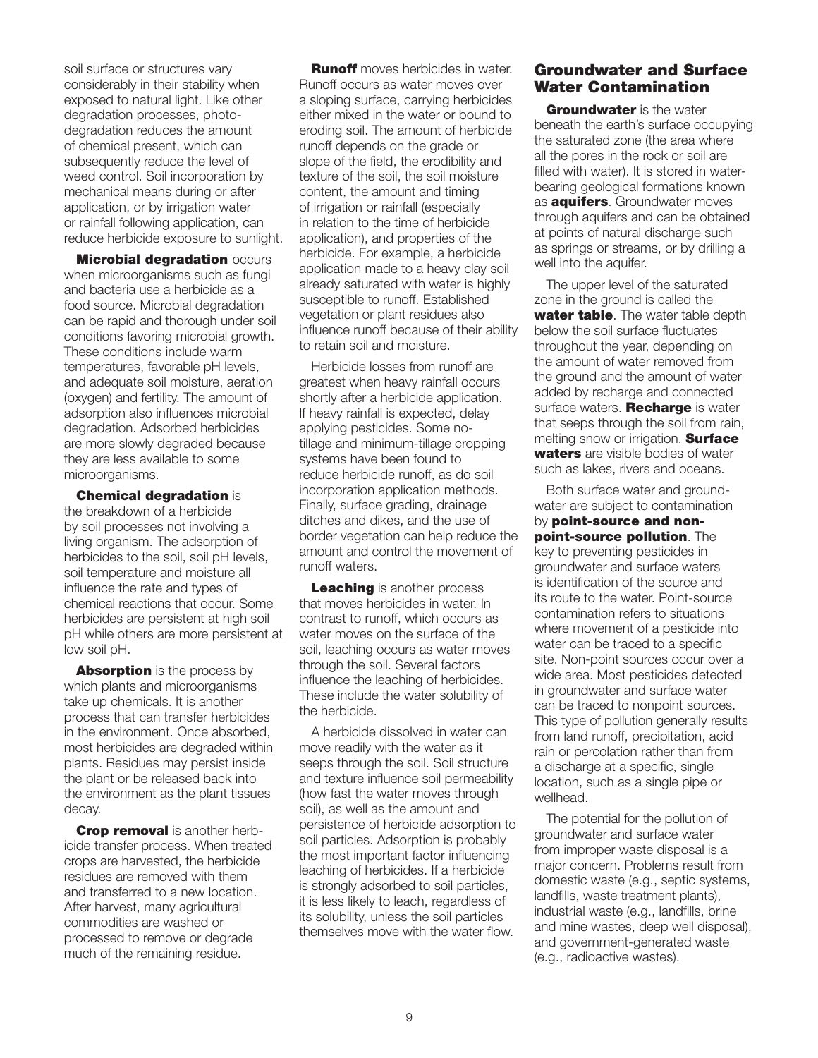soil surface or structures vary considerably in their stability when exposed to natural light. Like other degradation processes, photodegradation reduces the amount of chemical present, which can subsequently reduce the level of weed control. Soil incorporation by mechanical means during or after application, or by irrigation water or rainfall following application, can reduce herbicide exposure to sunlight.

**Microbial degradation** occurs when microorganisms such as fungi and bacteria use a herbicide as a food source. Microbial degradation can be rapid and thorough under soil conditions favoring microbial growth. These conditions include warm temperatures, favorable pH levels, and adequate soil moisture, aeration (oxygen) and fertility. The amount of adsorption also influences microbial degradation. Adsorbed herbicides are more slowly degraded because they are less available to some microorganisms.

**Chemical degradation** is the breakdown of a herbicide by soil processes not involving a living organism. The adsorption of herbicides to the soil, soil pH levels, soil temperature and moisture all influence the rate and types of chemical reactions that occur. Some herbicides are persistent at high soil pH while others are more persistent at low soil pH.

**Absorption** is the process by which plants and microorganisms take up chemicals. It is another process that can transfer herbicides in the environment. Once absorbed, most herbicides are degraded within plants. Residues may persist inside the plant or be released back into the environment as the plant tissues decay.

**Crop removal** is another herbicide transfer process. When treated crops are harvested, the herbicide residues are removed with them and transferred to a new location. After harvest, many agricultural commodities are washed or processed to remove or degrade much of the remaining residue.

**Runoff** moves herbicides in water. Runoff occurs as water moves over a sloping surface, carrying herbicides either mixed in the water or bound to eroding soil. The amount of herbicide runoff depends on the grade or slope of the field, the erodibility and texture of the soil, the soil moisture content, the amount and timing of irrigation or rainfall (especially in relation to the time of herbicide application), and properties of the herbicide. For example, a herbicide application made to a heavy clay soil already saturated with water is highly susceptible to runoff. Established vegetation or plant residues also influence runoff because of their ability to retain soil and moisture.

Herbicide losses from runoff are greatest when heavy rainfall occurs shortly after a herbicide application. If heavy rainfall is expected, delay applying pesticides. Some no-tillage and minimum-tillage cropping systems have been found to reduce herbicide runoff, as do soil incorporation application methods. Finally, surface grading, drainage ditches and dikes, and the use of border vegetation can help reduce the amount and control the movement of runoff waters.

**Leaching** is another process that moves herbicides in water. In contrast to runoff, which occurs as water moves on the surface of the soil, leaching occurs as water moves through the soil. Several factors influence the leaching of herbicides. These include the water solubility of the herbicide.

A herbicide dissolved in water can move readily with the water as it seeps through the soil. Soil structure and texture influence soil permeability (how fast the water moves through soil), as well as the amount and persistence of herbicide adsorption to soil particles. Adsorption is probably the most important factor influencing leaching of herbicides. If a herbicide is strongly adsorbed to soil particles, it is less likely to leach, regardless of its solubility, unless the soil particles themselves move with the water flow.

## Groundwater and Surface Water Contamination

**Groundwater** is the water beneath the earth's surface occupying the saturated zone (the area where all the pores in the rock or soil are filled with water). It is stored in water-bearing geological formations known as **aquifers**. Groundwater moves through aquifers and can be obtained at points of natural discharge such as springs or streams, or by drilling a well into the aquifer.

The upper level of the saturated zone in the ground is called the **water table**. The water table depth below the soil surface fluctuates throughout the year, depending on the amount of water removed from the ground and the amount of water added by recharge and connected surface waters. **Recharge** is water that seeps through the soil from rain, melting snow or irrigation. **Surface waters** are visible bodies of water such as lakes, rivers and oceans.

Both surface water and groundwater are subject to contamination by **point-source and non-point-source pollution**. The key to preventing pesticides in groundwater and surface waters is identification of the source and its route to the water. Point-source contamination refers to situations where movement of a pesticide into water can be traced to a specific site. Non-point sources occur over a wide area. Most pesticides detected in groundwater and surface water can be traced to nonpoint sources. This type of pollution generally results from land runoff, precipitation, acid rain or percolation rather than from a discharge at a specific, single location, such as a single pipe or wellhead.

The potential for the pollution of groundwater and surface water from improper waste disposal is a major concern. Problems result from domestic waste (e.g., septic systems, landfills, waste treatment plants), industrial waste (e.g., landfills, brine and mine wastes, deep well disposal), and government-generated waste (e.g., radioactive wastes).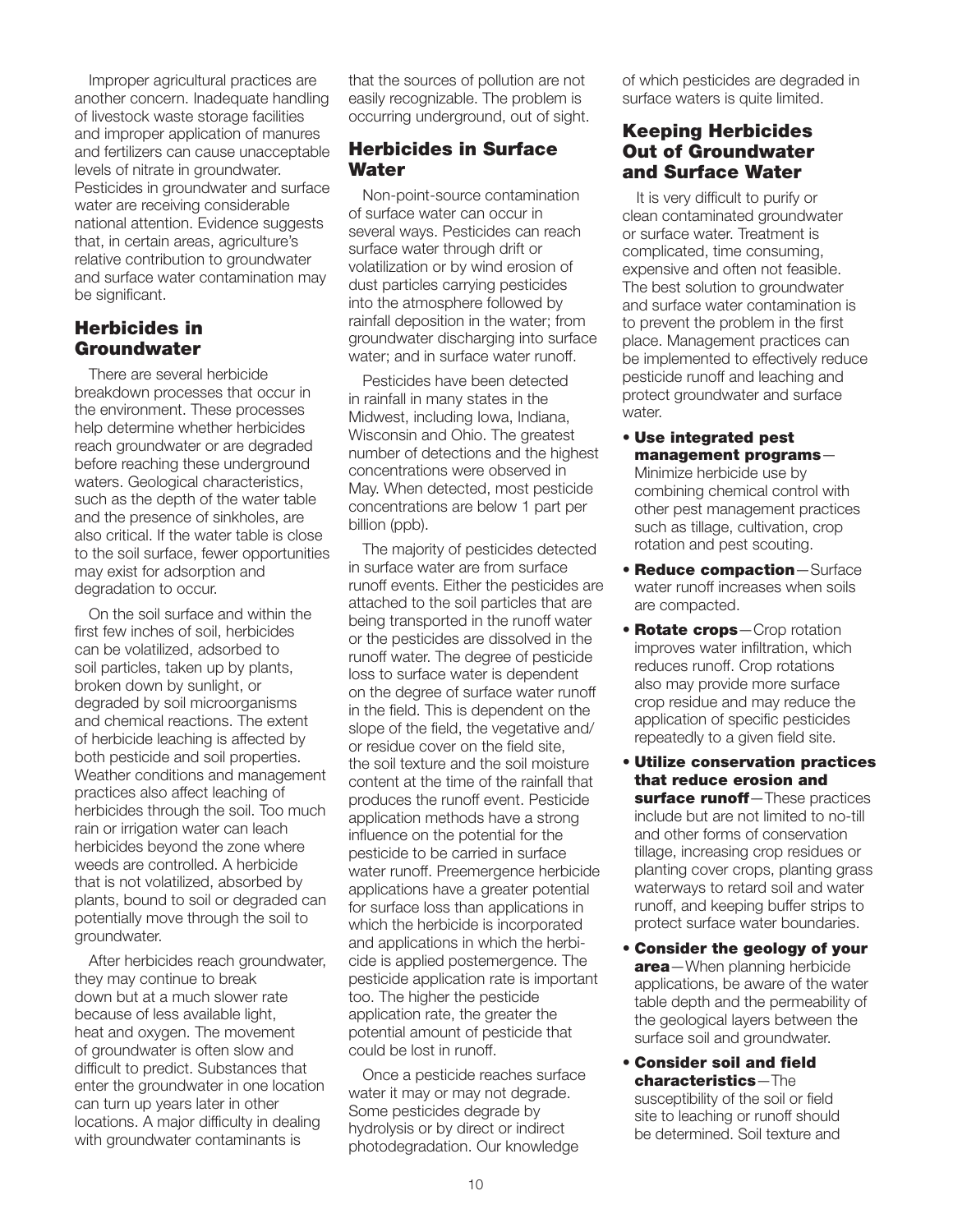Improper agricultural practices are another concern. Inadequate handling of livestock waste storage facilities and improper application of manures and fertilizers can cause unacceptable levels of nitrate in groundwater. Pesticides in groundwater and surface water are receiving considerable national attention. Evidence suggests that, in certain areas, agriculture's relative contribution to groundwater and surface water contamination may be significant.

## Herbicides in Groundwater

There are several herbicide breakdown processes that occur in the environment. These processes help determine whether herbicides reach groundwater or are degraded before reaching these underground waters. Geological characteristics, such as the depth of the water table and the presence of sinkholes, are also critical. If the water table is close to the soil surface, fewer opportunities may exist for adsorption and degradation to occur.

On the soil surface and within the first few inches of soil, herbicides can be volatilized, adsorbed to soil particles, taken up by plants, broken down by sunlight, or degraded by soil microorganisms and chemical reactions. The extent of herbicide leaching is affected by both pesticide and soil properties. Weather conditions and management practices also affect leaching of herbicides through the soil. Too much rain or irrigation water can leach herbicides beyond the zone where weeds are controlled. A herbicide that is not volatilized, absorbed by plants, bound to soil or degraded can potentially move through the soil to groundwater.

After herbicides reach groundwater, they may continue to break down but at a much slower rate because of less available light, heat and oxygen. The movement of groundwater is often slow and difficult to predict. Substances that enter the groundwater in one location can turn up years later in other locations. A major difficulty in dealing with groundwater contaminants is that the sources of pollution are not easily recognizable. The problem is occurring underground, out of sight.

## Herbicides in Surface Water

Non-point-source contamination of surface water can occur in several ways. Pesticides can reach surface water through drift or volatilization or by wind erosion of dust particles carrying pesticides into the atmosphere followed by rainfall deposition in the water; from groundwater discharging into surface water; and in surface water runoff.

Pesticides have been detected in rainfall in many states in the Midwest, including Iowa, Indiana, Wisconsin and Ohio. The greatest number of detections and the highest concentrations were observed in May. When detected, most pesticide concentrations are below 1 part per billion (ppb).

The majority of pesticides detected in surface water are from surface runoff events. Either the pesticides are attached to the soil particles that are being transported in the runoff water or the pesticides are dissolved in the runoff water. The degree of pesticide loss to surface water is dependent on the degree of surface water runoff in the field. This is dependent on the slope of the field, the vegetative and/or residue cover on the field site, the soil texture and the soil moisture content at the time of the rainfall that produces the runoff event. Pesticide application methods have a strong influence on the potential for the pesticide to be carried in surface water runoff. Preemergence herbicide applications have a greater potential for surface loss than applications in which the herbicide is incorporated and applications in which the herbicide is applied postemergence. The pesticide application rate is important too. The higher the pesticide application rate, the greater the potential amount of pesticide that could be lost in runoff.

Once a pesticide reaches surface water it may or may not degrade. Some pesticides degrade by hydrolysis or by direct or indirect photodegradation. Our knowledge of which pesticides are degraded in surface waters is quite limited.

## Keeping Herbicides Out of Groundwater and Surface Water

It is very difficult to purify or clean contaminated groundwater or surface water. Treatment is complicated, time consuming, expensive and often not feasible. The best solution to groundwater and surface water contamination is to prevent the problem in the first place. Management practices can be implemented to effectively reduce pesticide runoff and leaching and protect groundwater and surface water.

- **Use integrated pest management programs**—Minimize herbicide use by combining chemical control with other pest management practices such as tillage, cultivation, crop rotation and pest scouting.
- **Reduce compaction**—Surface water runoff increases when soils are compacted.
- **Rotate crops**—Crop rotation improves water infiltration, which reduces runoff. Crop rotations also may provide more surface crop residue and may reduce the application of specific pesticides repeatedly to a given field site.
- **Utilize conservation practices that reduce erosion and surface runoff**—These practices include but are not limited to no-till and other forms of conservation tillage, increasing crop residues or planting cover crops, planting grass waterways to retard soil and water runoff, and keeping buffer strips to protect surface water boundaries.
- **Consider the geology of your area**—When planning herbicide applications, be aware of the water table depth and the permeability of the geological layers between the surface soil and groundwater.
- **Consider soil and field characteristics**—The susceptibility of the soil or field site to leaching or runoff should be determined. Soil texture and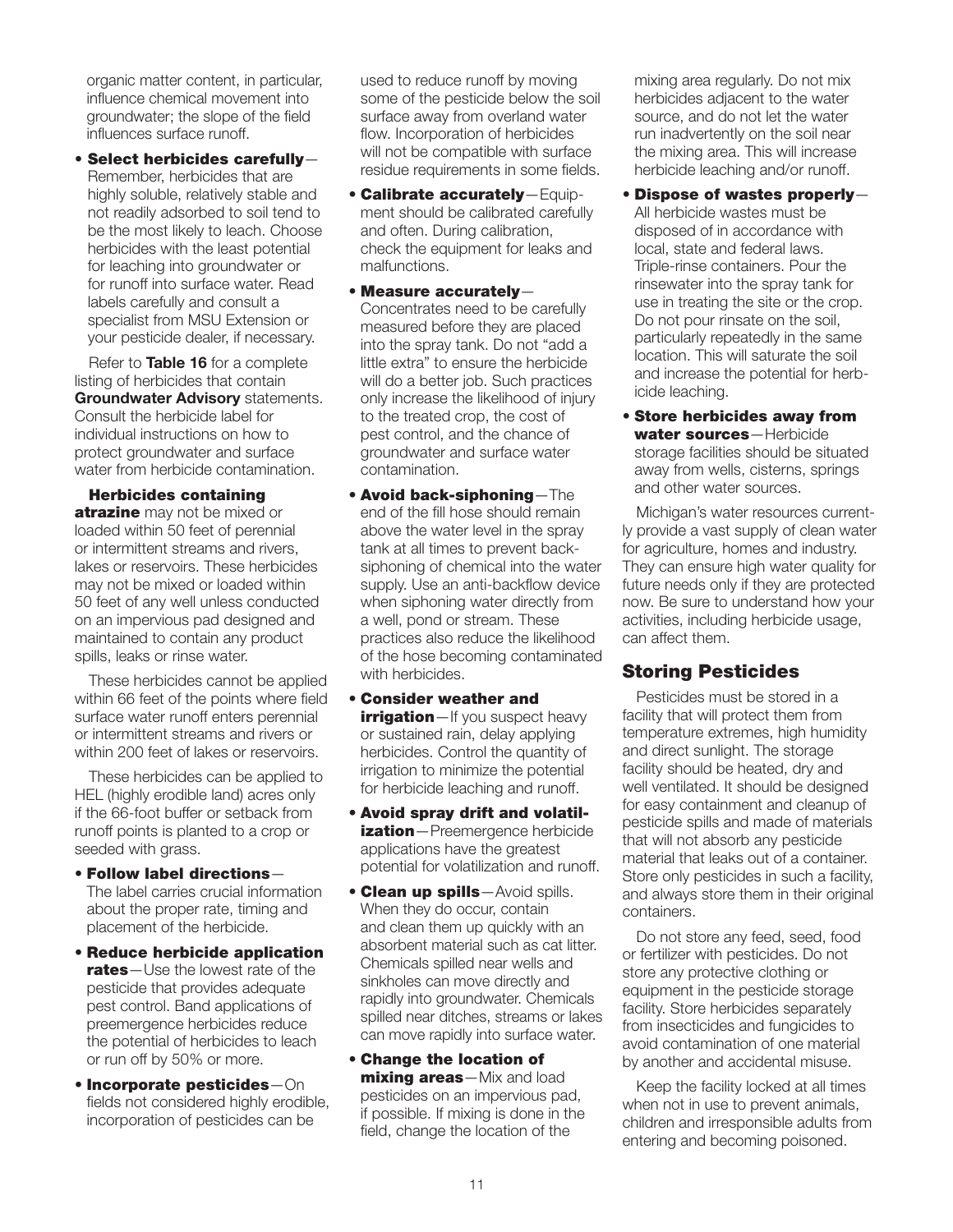organic matter content, in particular, influence chemical movement into groundwater; the slope of the field influences surface runoff.

- **Select herbicides carefully**—Remember, herbicides that are highly soluble, relatively stable and not readily adsorbed to soil tend to be the most likely to leach. Choose herbicides with the least potential for leaching into groundwater or for runoff into surface water. Read labels carefully and consult a specialist from MSU Extension or your pesticide dealer, if necessary.

Refer to **Table 16** for a complete listing of herbicides that contain **Groundwater Advisory** statements. Consult the herbicide label for individual instructions on how to protect groundwater and surface water from herbicide contamination.

**Herbicides containing atrazine** may not be mixed or loaded within 50 feet of perennial or intermittent streams and rivers, lakes or reservoirs. These herbicides may not be mixed or loaded within 50 feet of any well unless conducted on an impervious pad designed and maintained to contain any product spills, leaks or rinse water.

These herbicides cannot be applied within 66 feet of the points where field surface water runoff enters perennial or intermittent streams and rivers or within 200 feet of lakes or reservoirs.

These herbicides can be applied to HEL (highly erodible land) acres only if the 66-foot buffer or setback from runoff points is planted to a crop or seeded with grass.

- **Follow label directions**—The label carries crucial information about the proper rate, timing and placement of the herbicide.
- **Reduce herbicide application rates**—Use the lowest rate of the pesticide that provides adequate pest control. Band applications of preemergence herbicides reduce the potential of herbicides to leach or run off by 50% or more.
- **Incorporate pesticides**—On fields not considered highly erodible, incorporation of pesticides can be used to reduce runoff by moving some of the pesticide below the soil surface away from overland water flow. Incorporation of herbicides will not be compatible with surface residue requirements in some fields.
- **Calibrate accurately**—Equipment should be calibrated carefully and often. During calibration, check the equipment for leaks and malfunctions.
- **Measure accurately**—Concentrates need to be carefully measured before they are placed into the spray tank. Do not "add a little extra" to ensure the herbicide will do a better job. Such practices only increase the likelihood of injury to the treated crop, the cost of pest control, and the chance of groundwater and surface water contamination.
- **Avoid back-siphoning**—The end of the fill hose should remain above the water level in the spray tank at all times to prevent back-siphoning of chemical into the water supply. Use an anti-backflow device when siphoning water directly from a well, pond or stream. These practices also reduce the likelihood of the hose becoming contaminated with herbicides.
- **Consider weather and irrigation**—If you suspect heavy or sustained rain, delay applying herbicides. Control the quantity of irrigation to minimize the potential for herbicide leaching and runoff.
- **Avoid spray drift and volatilization**—Preemergence herbicide applications have the greatest potential for volatilization and runoff.
- **Clean up spills**—Avoid spills. When they do occur, contain and clean them up quickly with an absorbent material such as cat litter. Chemicals spilled near wells and sinkholes can move directly and rapidly into groundwater. Chemicals spilled near ditches, streams or lakes can move rapidly into surface water.
- **Change the location of mixing areas**—Mix and load pesticides on an impervious pad, if possible. If mixing is done in the field, change the location of the mixing area regularly. Do not mix herbicides adjacent to the water source, and do not let the water run inadvertently on the soil near the mixing area. This will increase herbicide leaching and/or runoff.
- **Dispose of wastes properly**—All herbicide wastes must be disposed of in accordance with local, state and federal laws. Triple-rinse containers. Pour the rinsewater into the spray tank for use in treating the site or the crop. Do not pour rinsate on the soil, particularly repeatedly in the same location. This will saturate the soil and increase the potential for herbicide leaching.
- **Store herbicides away from water sources**—Herbicide storage facilities should be situated away from wells, cisterns, springs and other water sources.

Michigan's water resources currently provide a vast supply of clean water for agriculture, homes and industry. They can ensure high water quality for future needs only if they are protected now. Be sure to understand how your activities, including herbicide usage, can affect them.

## Storing Pesticides

Pesticides must be stored in a facility that will protect them from temperature extremes, high humidity and direct sunlight. The storage facility should be heated, dry and well ventilated. It should be designed for easy containment and cleanup of pesticide spills and made of materials that will not absorb any pesticide material that leaks out of a container. Store only pesticides in such a facility, and always store them in their original containers.

Do not store any feed, seed, food or fertilizer with pesticides. Do not store any protective clothing or equipment in the pesticide storage facility. Store herbicides separately from insecticides and fungicides to avoid contamination of one material by another and accidental misuse.

Keep the facility locked at all times when not in use to prevent animals, children and irresponsible adults from entering and becoming poisoned.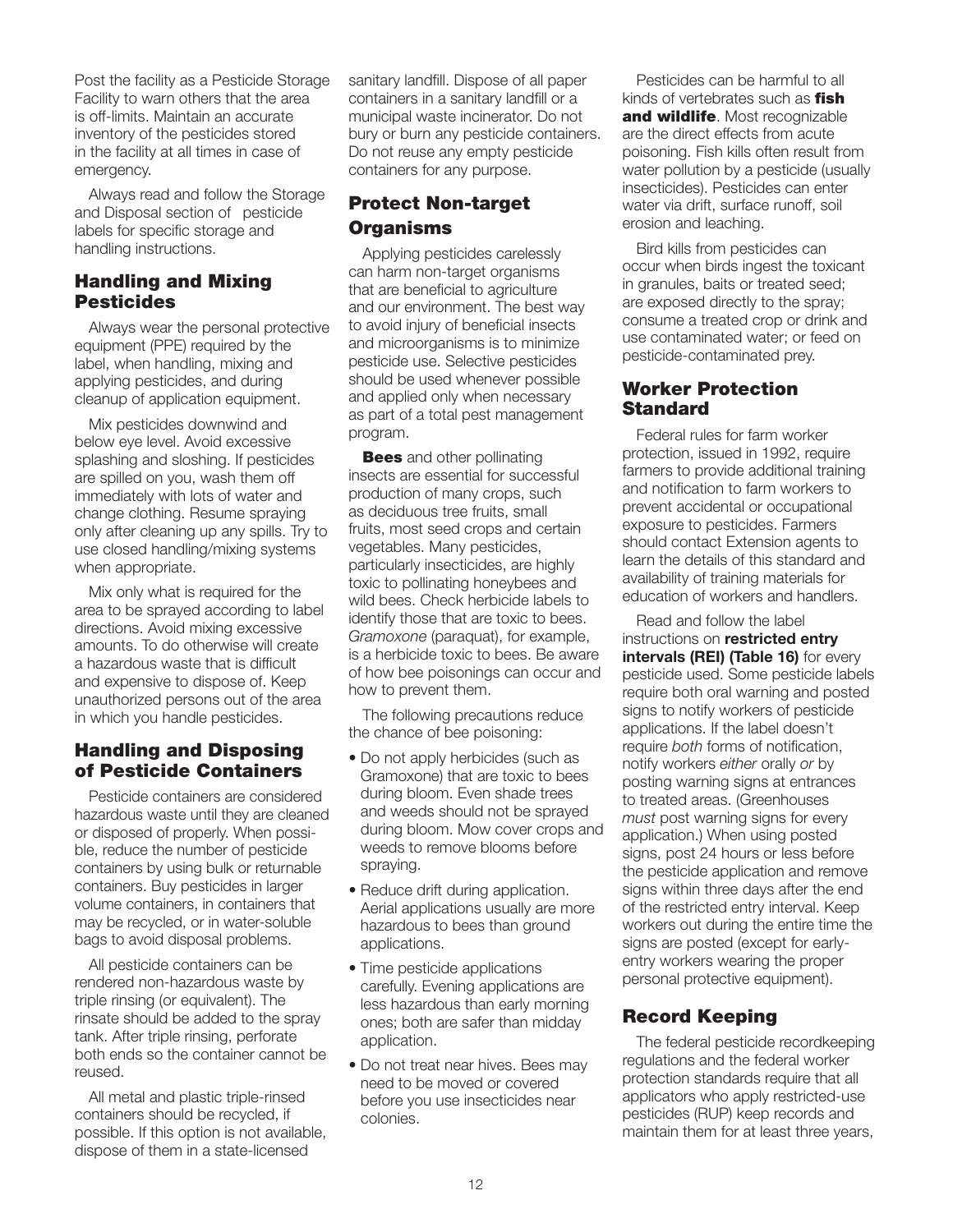Post the facility as a Pesticide Storage Facility to warn others that the area is off-limits. Maintain an accurate inventory of the pesticides stored in the facility at all times in case of emergency.

Always read and follow the Storage and Disposal section of pesticide labels for specific storage and handling instructions.

## Handling and Mixing Pesticides

Always wear the personal protective equipment (PPE) required by the label, when handling, mixing and applying pesticides, and during cleanup of application equipment.

Mix pesticides downwind and below eye level. Avoid excessive splashing and sloshing. If pesticides are spilled on you, wash them off immediately with lots of water and change clothing. Resume spraying only after cleaning up any spills. Try to use closed handling/mixing systems when appropriate.

Mix only what is required for the area to be sprayed according to label directions. Avoid mixing excessive amounts. To do otherwise will create a hazardous waste that is difficult and expensive to dispose of. Keep unauthorized persons out of the area in which you handle pesticides.

## Handling and Disposing of Pesticide Containers

Pesticide containers are considered hazardous waste until they are cleaned or disposed of properly. When possible, reduce the number of pesticide containers by using bulk or returnable containers. Buy pesticides in larger volume containers, in containers that may be recycled, or in water-soluble bags to avoid disposal problems.

All pesticide containers can be rendered non-hazardous waste by triple rinsing (or equivalent). The rinsate should be added to the spray tank. After triple rinsing, perforate both ends so the container cannot be reused.

All metal and plastic triple-rinsed containers should be recycled, if possible. If this option is not available, dispose of them in a state-licensed sanitary landfill. Dispose of all paper containers in a sanitary landfill or a municipal waste incinerator. Do not bury or burn any pesticide containers. Do not reuse any empty pesticide containers for any purpose.

## Protect Non-target Organisms

Applying pesticides carelessly can harm non-target organisms that are beneficial to agriculture and our environment. The best way to avoid injury of beneficial insects and microorganisms is to minimize pesticide use. Selective pesticides should be used whenever possible and applied only when necessary as part of a total pest management program.

**Bees** and other pollinating insects are essential for successful production of many crops, such as deciduous tree fruits, small fruits, most seed crops and certain vegetables. Many pesticides, particularly insecticides, are highly toxic to pollinating honeybees and wild bees. Check herbicide labels to identify those that are toxic to bees. *Gramoxone* (paraquat), for example, is a herbicide toxic to bees. Be aware of how bee poisonings can occur and how to prevent them.

The following precautions reduce the chance of bee poisoning:

- Do not apply herbicides (such as Gramoxone) that are toxic to bees during bloom. Even shade trees and weeds should not be sprayed during bloom. Mow cover crops and weeds to remove blooms before spraying.
- Reduce drift during application. Aerial applications usually are more hazardous to bees than ground applications.
- Time pesticide applications carefully. Evening applications are less hazardous than early morning ones; both are safer than midday application.
- Do not treat near hives. Bees may need to be moved or covered before you use insecticides near colonies.

Pesticides can be harmful to all kinds of vertebrates such as **fish and wildlife**. Most recognizable are the direct effects from acute poisoning. Fish kills often result from water pollution by a pesticide (usually insecticides). Pesticides can enter water via drift, surface runoff, soil erosion and leaching.

Bird kills from pesticides can occur when birds ingest the toxicant in granules, baits or treated seed; are exposed directly to the spray; consume a treated crop or drink and use contaminated water; or feed on pesticide-contaminated prey.

## Worker Protection Standard

Federal rules for farm worker protection, issued in 1992, require farmers to provide additional training and notification to farm workers to prevent accidental or occupational exposure to pesticides. Farmers should contact Extension agents to learn the details of this standard and availability of training materials for education of workers and handlers.

Read and follow the label instructions on **restricted entry intervals (REI) (Table 16)** for every pesticide used. Some pesticide labels require both oral warning and posted signs to notify workers of pesticide applications. If the label doesn't require *both* forms of notification, notify workers *either* orally *or* by posting warning signs at entrances to treated areas. (Greenhouses *must* post warning signs for every application.) When using posted signs, post 24 hours or less before the pesticide application and remove signs within three days after the end of the restricted entry interval. Keep workers out during the entire time the signs are posted (except for early-entry workers wearing the proper personal protective equipment).

## Record Keeping

The federal pesticide recordkeeping regulations and the federal worker protection standards require that all applicators who apply restricted-use pesticides (RUP) keep records and maintain them for at least three years,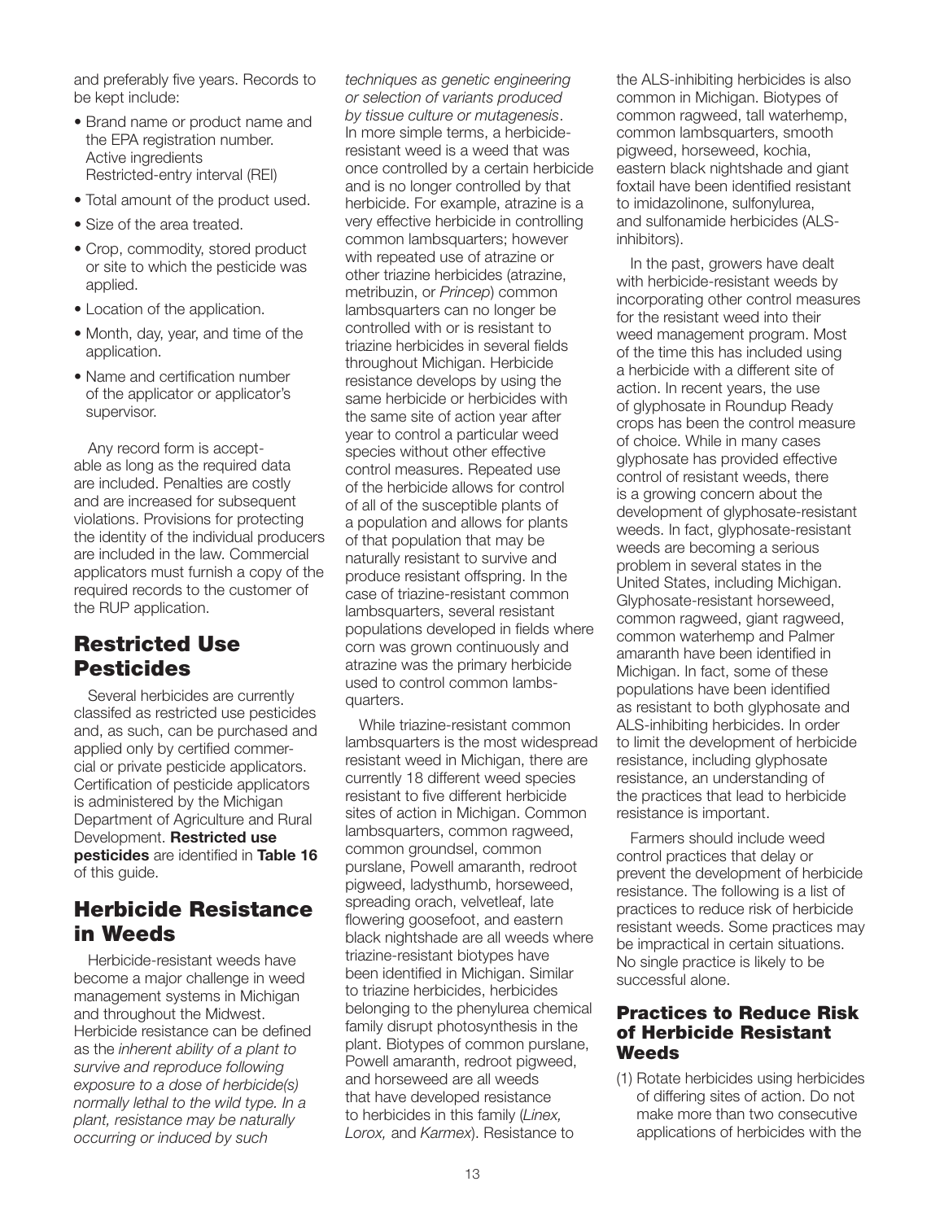and preferably five years. Records to be kept include:

- Brand name or product name and the EPA registration number. Active ingredients Restricted-entry interval (REI)
- Total amount of the product used.
- Size of the area treated.
- Crop, commodity, stored product or site to which the pesticide was applied.
- Location of the application.
- Month, day, year, and time of the application.
- Name and certification number of the applicator or applicator's supervisor.

Any record form is acceptable as long as the required data are included. Penalties are costly and are increased for subsequent violations. Provisions for protecting the identity of the individual producers are included in the law. Commercial applicators must furnish a copy of the required records to the customer of the RUP application.

## Restricted Use Pesticides

Several herbicides are currently classifed as restricted use pesticides and, as such, can be purchased and applied only by certified commercial or private pesticide applicators. Certification of pesticide applicators is administered by the Michigan Department of Agriculture and Rural Development. **Restricted use pesticides** are identified in **Table 16** of this guide.

## Herbicide Resistance in Weeds

Herbicide-resistant weeds have become a major challenge in weed management systems in Michigan and throughout the Midwest. Herbicide resistance can be defined as the *inherent ability of a plant to survive and reproduce following exposure to a dose of herbicide(s) normally lethal to the wild type. In a plant, resistance may be naturally occurring or induced by such techniques as genetic engineering or selection of variants produced by tissue culture or mutagenesis*. In more simple terms, a herbicide-resistant weed is a weed that was once controlled by a certain herbicide and is no longer controlled by that herbicide. For example, atrazine is a very effective herbicide in controlling common lambsquarters; however with repeated use of atrazine or other triazine herbicides (atrazine, metribuzin, or *Princep*) common lambsquarters can no longer be controlled with or is resistant to triazine herbicides in several fields throughout Michigan. Herbicide resistance develops by using the same herbicide or herbicides with the same site of action year after year to control a particular weed species without other effective control measures. Repeated use of the herbicide allows for control of all of the susceptible plants of a population and allows for plants of that population that may be naturally resistant to survive and produce resistant offspring. In the case of triazine-resistant common lambsquarters, several resistant populations developed in fields where corn was grown continuously and atrazine was the primary herbicide used to control common lambsquarters.

While triazine-resistant common lambsquarters is the most widespread resistant weed in Michigan, there are currently 18 different weed species resistant to five different herbicide sites of action in Michigan. Common lambsquarters, common ragweed, common groundsel, common purslane, Powell amaranth, redroot pigweed, ladysthumb, horseweed, spreading orach, velvetleaf, late flowering goosefoot, and eastern black nightshade are all weeds where triazine-resistant biotypes have been identified in Michigan. Similar to triazine herbicides, herbicides belonging to the phenylurea chemical family disrupt photosynthesis in the plant. Biotypes of common purslane, Powell amaranth, redroot pigweed, and horseweed are all weeds that have developed resistance to herbicides in this family (*Linex, Lorox,* and *Karmex*). Resistance to the ALS-inhibiting herbicides is also common in Michigan. Biotypes of common ragweed, tall waterhemp, common lambsquarters, smooth pigweed, horseweed, kochia, eastern black nightshade and giant foxtail have been identified resistant to imidazolinone, sulfonylurea, and sulfonamide herbicides (ALS-inhibitors).

In the past, growers have dealt with herbicide-resistant weeds by incorporating other control measures for the resistant weed into their weed management program. Most of the time this has included using a herbicide with a different site of action. In recent years, the use of glyphosate in Roundup Ready crops has been the control measure of choice. While in many cases glyphosate has provided effective control of resistant weeds, there is a growing concern about the development of glyphosate-resistant weeds. In fact, glyphosate-resistant weeds are becoming a serious problem in several states in the United States, including Michigan. Glyphosate-resistant horseweed, common ragweed, giant ragweed, common waterhemp and Palmer amaranth have been identified in Michigan. In fact, some of these populations have been identified as resistant to both glyphosate and ALS-inhibiting herbicides. In order to limit the development of herbicide resistance, including glyphosate resistance, an understanding of the practices that lead to herbicide resistance is important.

Farmers should include weed control practices that delay or prevent the development of herbicide resistance. The following is a list of practices to reduce risk of herbicide resistant weeds. Some practices may be impractical in certain situations. No single practice is likely to be successful alone.

### Practices to Reduce Risk of Herbicide Resistant Weeds

(1) Rotate herbicides using herbicides of differing sites of action. Do not make more than two consecutive applications of herbicides with the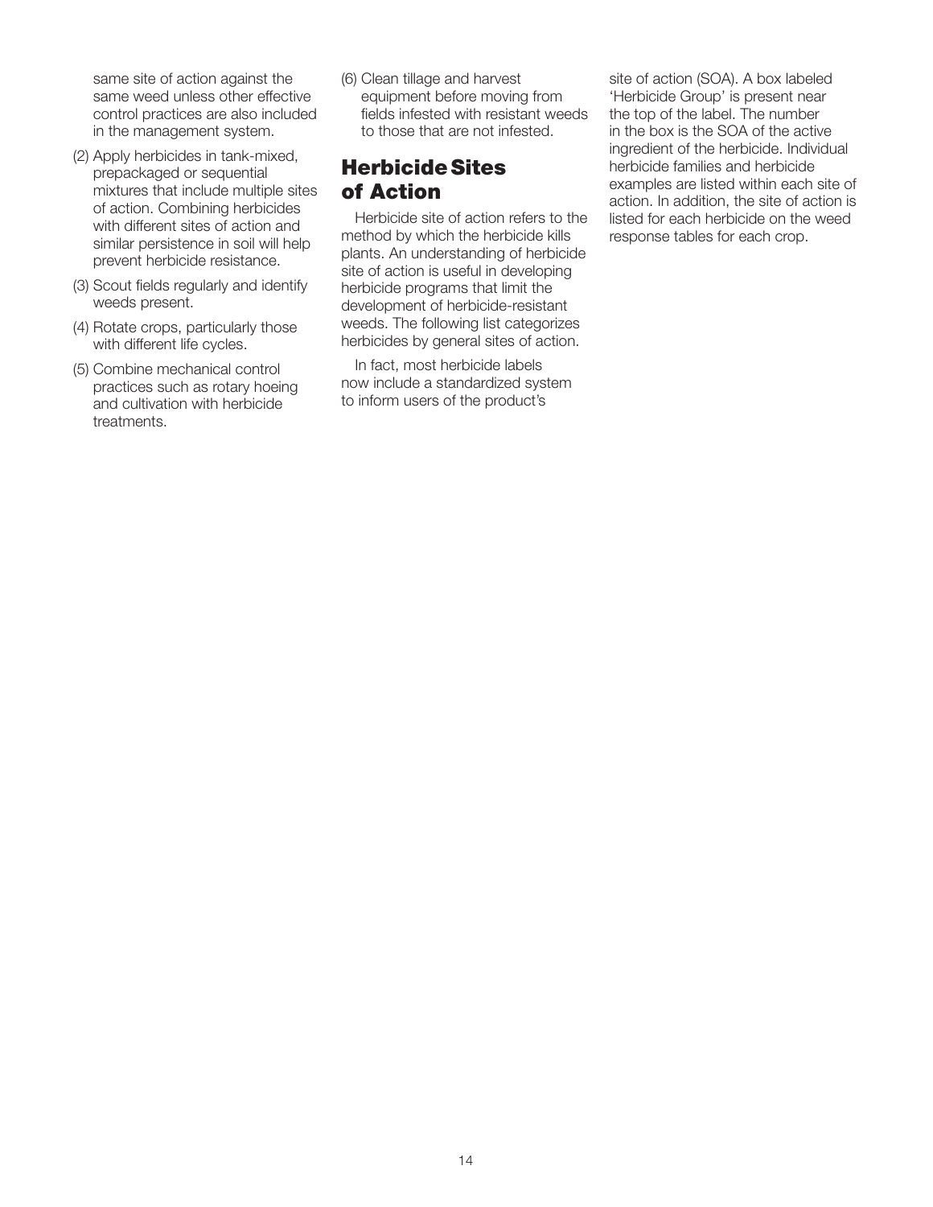same site of action against the same weed unless other effective control practices are also included in the management system.

(2) Apply herbicides in tank-mixed, prepackaged or sequential mixtures that include multiple sites of action. Combining herbicides with different sites of action and similar persistence in soil will help prevent herbicide resistance.

(3) Scout fields regularly and identify weeds present.

(4) Rotate crops, particularly those with different life cycles.

(5) Combine mechanical control practices such as rotary hoeing and cultivation with herbicide treatments.

(6) Clean tillage and harvest equipment before moving from fields infested with resistant weeds to those that are not infested.

## Herbicide Sites of Action

Herbicide site of action refers to the method by which the herbicide kills plants. An understanding of herbicide site of action is useful in developing herbicide programs that limit the development of herbicide-resistant weeds. The following list categorizes herbicides by general sites of action.

In fact, most herbicide labels now include a standardized system to inform users of the product's site of action (SOA). A box labeled 'Herbicide Group' is present near the top of the label. The number in the box is the SOA of the active ingredient of the herbicide. Individual herbicide families and herbicide examples are listed within each site of action. In addition, the site of action is listed for each herbicide on the weed response tables for each crop.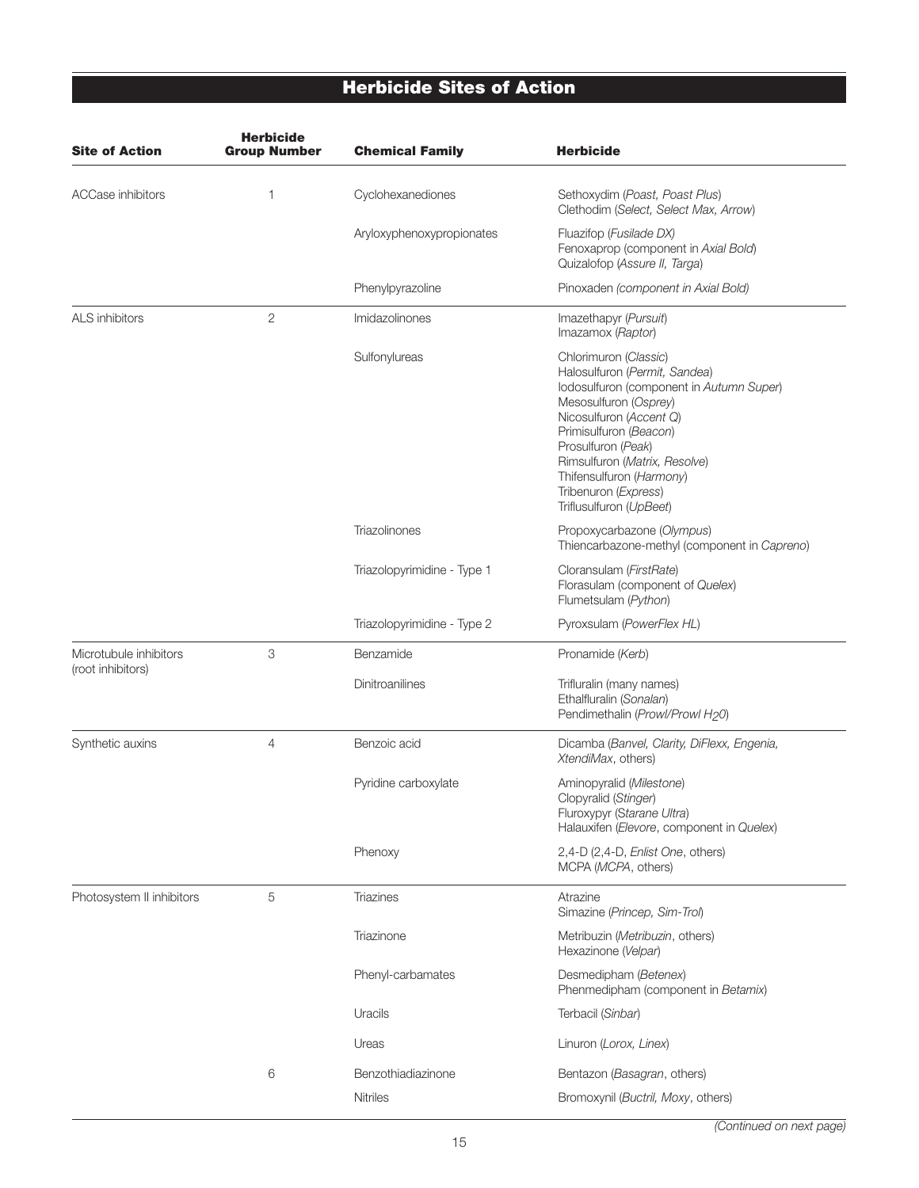## Herbicide Sites of Action

| Site of Action | Herbicide Group Number | Chemical Family | Herbicide |
|---|---|---|---|
| ACCase inhibitors | 1 | Cyclohexanediones | Sethoxydim (*Poast, Poast Plus*)<br>Clethodim (*Select, Select Max, Arrow*) |
| | | Aryloxyphenoxypropionates | Fluazifop (*Fusilade DX*)<br>Fenoxaprop (component in *Axial Bold*)<br>Quizalofop (*Assure II, Targa*) |
| | | Phenylpyrazoline | Pinoxaden *(component in Axial Bold)* |
| ALS inhibitors | 2 | Imidazolinones | Imazethapyr (*Pursuit*)<br>Imazamox (*Raptor*) |
| | | Sulfonylureas | Chlorimuron (*Classic*)<br>Halosulfuron (*Permit, Sandea*)<br>Iodosulfuron (component in *Autumn Super*)<br>Mesosulfuron (*Osprey*)<br>Nicosulfuron (*Accent Q*)<br>Primisulfuron (*Beacon*)<br>Prosulfuron (*Peak*)<br>Rimsulfuron (*Matrix, Resolve*)<br>Thifensulfuron (*Harmony*)<br>Tribenuron (*Express*)<br>Triflusulfuron (*UpBeet*) |
| | | Triazolinones | Propoxycarbazone (*Olympus*)<br>Thiencarbazone-methyl (component in *Capreno*) |
| | | Triazolopyrimidine - Type 1 | Cloransulam (*FirstRate*)<br>Florasulam (component of *Quelex*)<br>Flumetsulam (*Python*) |
| | | Triazolopyrimidine - Type 2 | Pyroxsulam (*PowerFlex HL*) |
| Microtubule inhibitors (root inhibitors) | 3 | Benzamide | Pronamide (*Kerb*) |
| | | Dinitroanilines | Trifluralin (many names)<br>Ethalfluralin (*Sonalan*)<br>Pendimethalin (*Prowl/Prowl $H_2O$*) |
| Synthetic auxins | 4 | Benzoic acid | Dicamba (*Banvel, Clarity, DiFlexx, Engenia, XtendiMax*, others) |
| | | Pyridine carboxylate | Aminopyralid (*Milestone*)<br>Clopyralid (*Stinger*)<br>Fluroxypyr (*Starane Ultra*)<br>Halauxifen (*Elevore*, component in *Quelex*) |
| | | Phenoxy | 2,4-D (2,4-D, *Enlist One*, others)<br>MCPA (*MCPA*, others) |
| Photosystem II inhibitors | 5 | Triazines | Atrazine<br>Simazine (*Princep, Sim-Trol*) |
| | | Triazinone | Metribuzin (*Metribuzin*, others)<br>Hexazinone (*Velpar*) |
| | | Phenyl-carbamates | Desmedipham (*Betenex*)<br>Phenmedipham (component in *Betamix*) |
| | | Uracils | Terbacil (*Sinbar*) |
| | | Ureas | Linuron (*Lorox, Linex*) |
| | 6 | Benzothiadiazinone | Bentazon (*Basagran*, others) |
| | | Nitriles | Bromoxynil (*Buctril, Moxy*, others) |

*(Continued on next page)*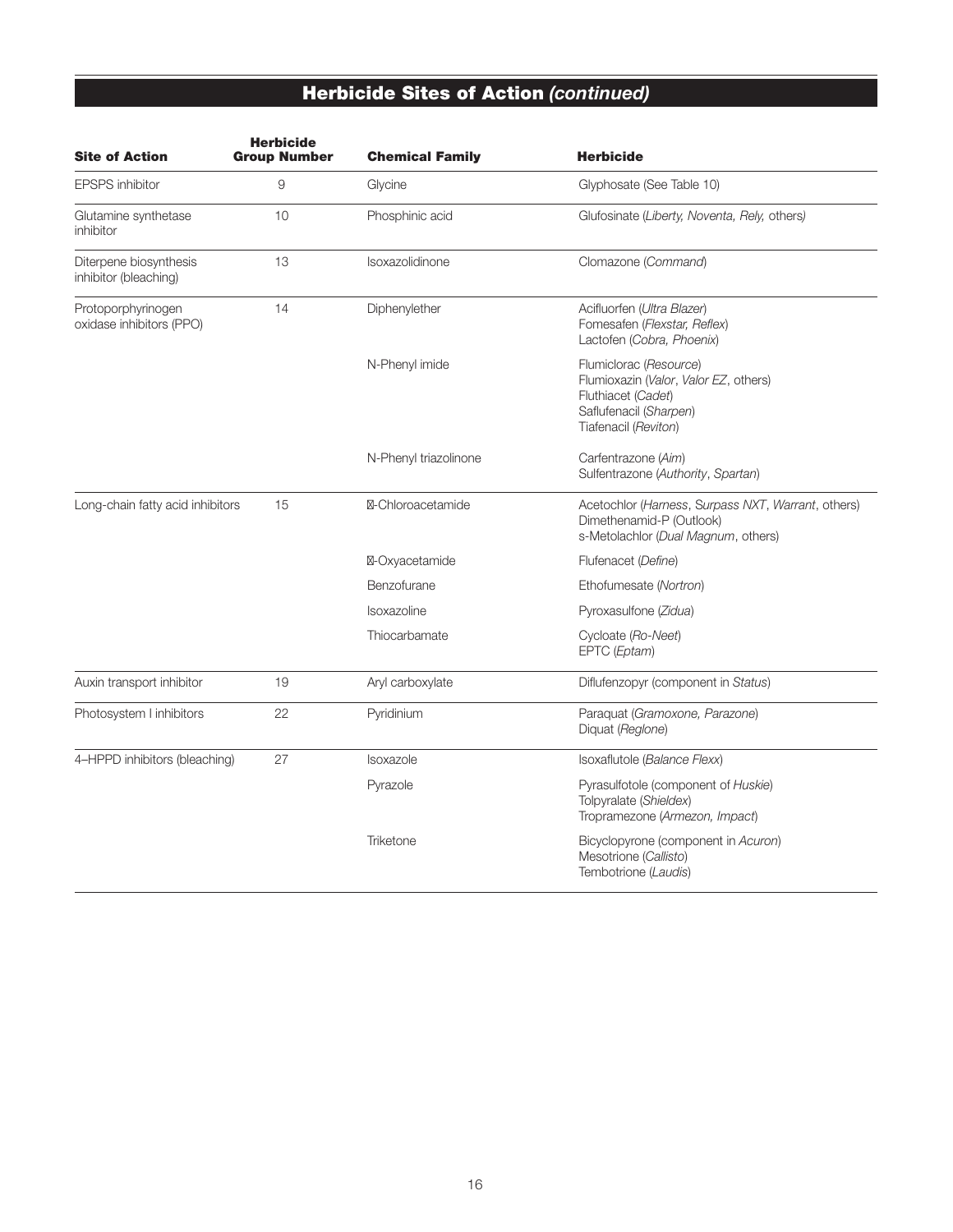## Herbicide Sites of Action *(continued)*

| Site of Action | Herbicide Group Number | Chemical Family | Herbicide |
|---|---|---|---|
| EPSPS inhibitor | 9 | Glycine | Glyphosate (See Table 10) |
| Glutamine synthetase inhibitor | 10 | Phosphinic acid | Glufosinate (*Liberty, Noventa, Rely,* others) |
| Diterpene biosynthesis inhibitor (bleaching) | 13 | Isoxazolidinone | Clomazone (*Command*) |
| Protoporphyrinogen oxidase inhibitors (PPO) | 14 | Diphenylether | Acifluorfen (*Ultra Blazer*)<br>Fomesafen (*Flexstar, Reflex*)<br>Lactofen (*Cobra, Phoenix*) |
| | | N-Phenyl imide | Flumiclorac (*Resource*)<br>Flumioxazin (*Valor*, *Valor EZ*, others)<br>Fluthiacet (*Cadet*)<br>Saflufenacil (*Sharpen*)<br>Tiafenacil (*Reviton*) |
| | | N-Phenyl triazolinone | Carfentrazone (*Aim*)<br>Sulfentrazone (*Authority*, *Spartan*) |
| Long-chain fatty acid inhibitors | 15 | -Chloroacetamide | Acetochlor (*Harness*, *Surpass NXT*, *Warrant*, others)<br>Dimethenamid-P (Outlook)<br>s-Metolachlor (*Dual Magnum*, others) |
| | | -Oxyacetamide | Flufenacet (*Define*) |
| | | Benzofurane | Ethofumesate (*Nortron*) |
| | | Isoxazoline | Pyroxasulfone (*Zidua*) |
| | | Thiocarbamate | Cycloate (*Ro-Neet*)<br>EPTC (*Eptam*) |
| Auxin transport inhibitor | 19 | Aryl carboxylate | Diflufenzopyr (component in *Status*) |
| Photosystem I inhibitors | 22 | Pyridinium | Paraquat (*Gramoxone, Parazone*)<br>Diquat (*Reglone*) |
| 4–HPPD inhibitors (bleaching) | 27 | Isoxazole | Isoxaflutole (*Balance Flexx*) |
| | | Pyrazole | Pyrasulfotole (component of *Huskie*)<br>Tolpyralate (*Shieldex*)<br>Topramezone (*Armezon, Impact*) |
| | | Triketone | Bicyclopyrone (component in *Acuron*)<br>Mesotrione (*Callisto*)<br>Tembotrione (*Laudis*) |